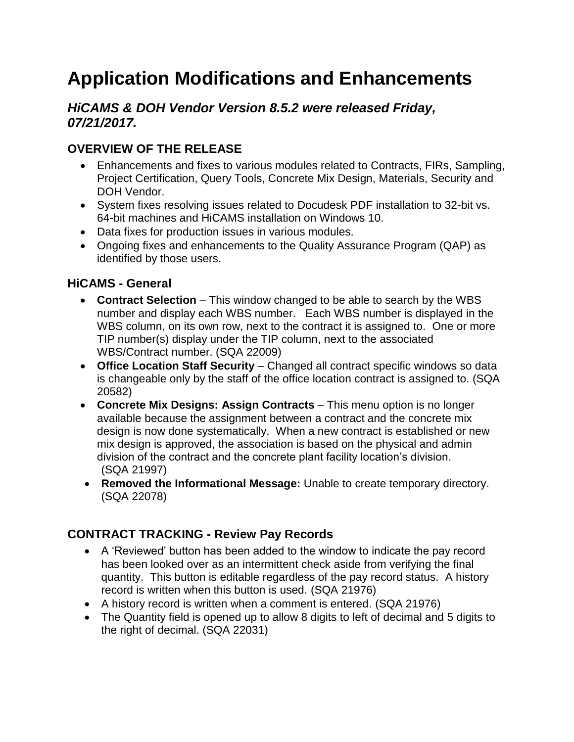# Application Modifications and Enhancements

### *HiCAMS & DOH Vendor Version 8.5.2 were released Friday, 07/21/2017.*

## OVERVIEW OF THE RELEASE

- Enhancements and fixes to various modules related to Contracts, FIRs, Sampling, Project Certification, Query Tools, Concrete Mix Design, Materials, Security and DOH Vendor.
- System fixes resolving issues related to Docudesk PDF installation to 32-bit vs. 64-bit machines and HiCAMS installation on Windows 10.
- Data fixes for production issues in various modules.
- Ongoing fixes and enhancements to the Quality Assurance Program (QAP) as identified by those users.

## HiCAMS - General

- **Contract Selection** – This window changed to be able to search by the WBS number and display each WBS number. Each WBS number is displayed in the WBS column, on its own row, next to the contract it is assigned to. One or more TIP number(s) display under the TIP column, next to the associated WBS/Contract number. (SQA 22009)
- **Office Location Staff Security** – Changed all contract specific windows so data is changeable only by the staff of the office location contract is assigned to. (SQA 20582)
- **Concrete Mix Designs: Assign Contracts** – This menu option is no longer available because the assignment between a contract and the concrete mix design is now done systematically. When a new contract is established or new mix design is approved, the association is based on the physical and admin division of the contract and the concrete plant facility location's division. (SQA 21997)
- **Removed the Informational Message:** Unable to create temporary directory. (SQA 22078)

## CONTRACT TRACKING - Review Pay Records

- A 'Reviewed' button has been added to the window to indicate the pay record has been looked over as an intermittent check aside from verifying the final quantity. This button is editable regardless of the pay record status. A history record is written when this button is used. (SQA 21976)
- A history record is written when a comment is entered. (SQA 21976)
- The Quantity field is opened up to allow 8 digits to left of decimal and 5 digits to the right of decimal. (SQA 22031)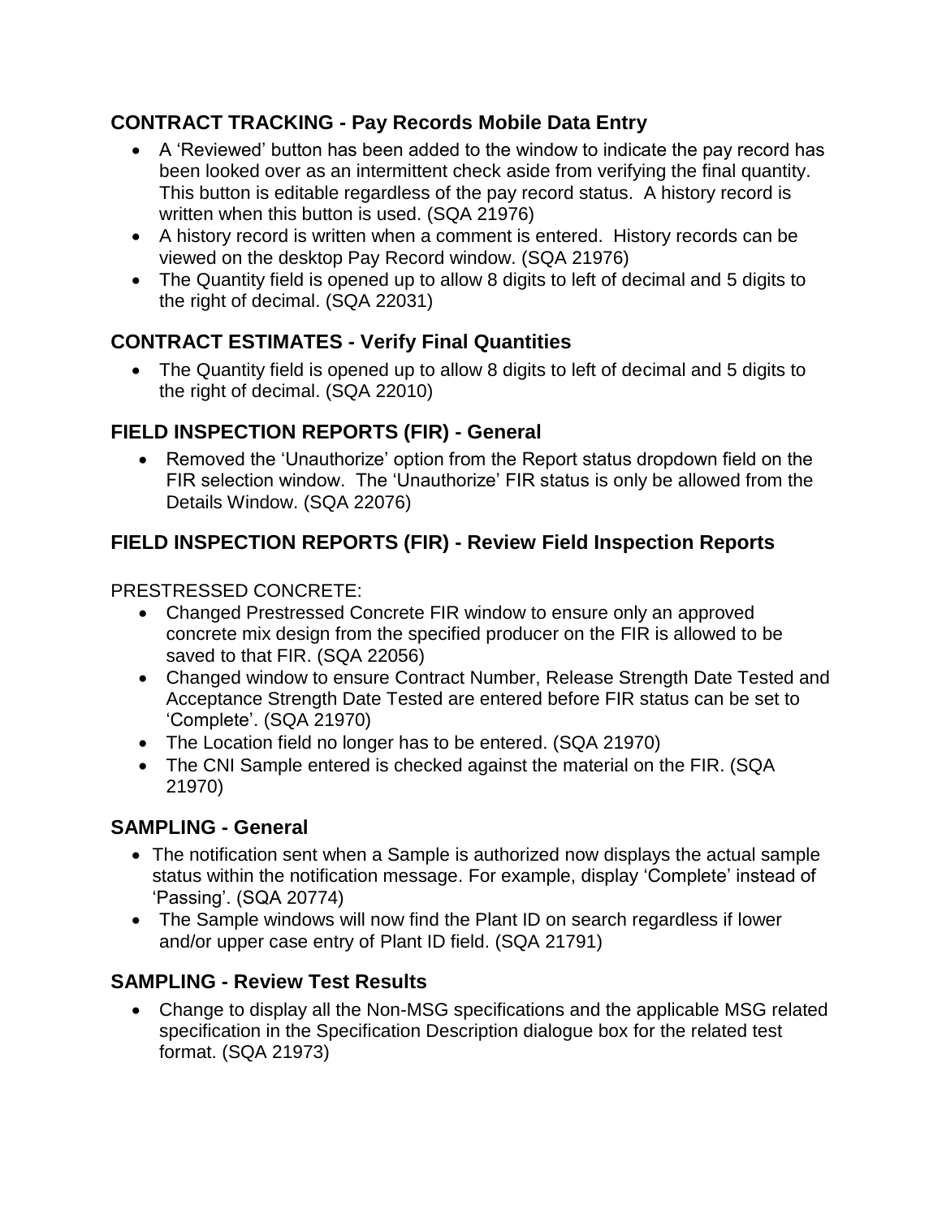## CONTRACT TRACKING - Pay Records Mobile Data Entry

- A 'Reviewed' button has been added to the window to indicate the pay record has been looked over as an intermittent check aside from verifying the final quantity. This button is editable regardless of the pay record status. A history record is written when this button is used. (SQA 21976)
- A history record is written when a comment is entered. History records can be viewed on the desktop Pay Record window. (SQA 21976)
- The Quantity field is opened up to allow 8 digits to left of decimal and 5 digits to the right of decimal. (SQA 22031)

## CONTRACT ESTIMATES - Verify Final Quantities

- The Quantity field is opened up to allow 8 digits to left of decimal and 5 digits to the right of decimal. (SQA 22010)

## FIELD INSPECTION REPORTS (FIR) - General

- Removed the 'Unauthorize' option from the Report status dropdown field on the FIR selection window. The 'Unauthorize' FIR status is only be allowed from the Details Window. (SQA 22076)

## FIELD INSPECTION REPORTS (FIR) - Review Field Inspection Reports

PRESTRESSED CONCRETE:

- Changed Prestressed Concrete FIR window to ensure only an approved concrete mix design from the specified producer on the FIR is allowed to be saved to that FIR. (SQA 22056)
- Changed window to ensure Contract Number, Release Strength Date Tested and Acceptance Strength Date Tested are entered before FIR status can be set to 'Complete'. (SQA 21970)
- The Location field no longer has to be entered. (SQA 21970)
- The CNI Sample entered is checked against the material on the FIR. (SQA 21970)

## SAMPLING - General

- The notification sent when a Sample is authorized now displays the actual sample status within the notification message. For example, display 'Complete' instead of 'Passing'. (SQA 20774)
- The Sample windows will now find the Plant ID on search regardless if lower and/or upper case entry of Plant ID field. (SQA 21791)

## SAMPLING - Review Test Results

- Change to display all the Non-MSG specifications and the applicable MSG related specification in the Specification Description dialogue box for the related test format. (SQA 21973)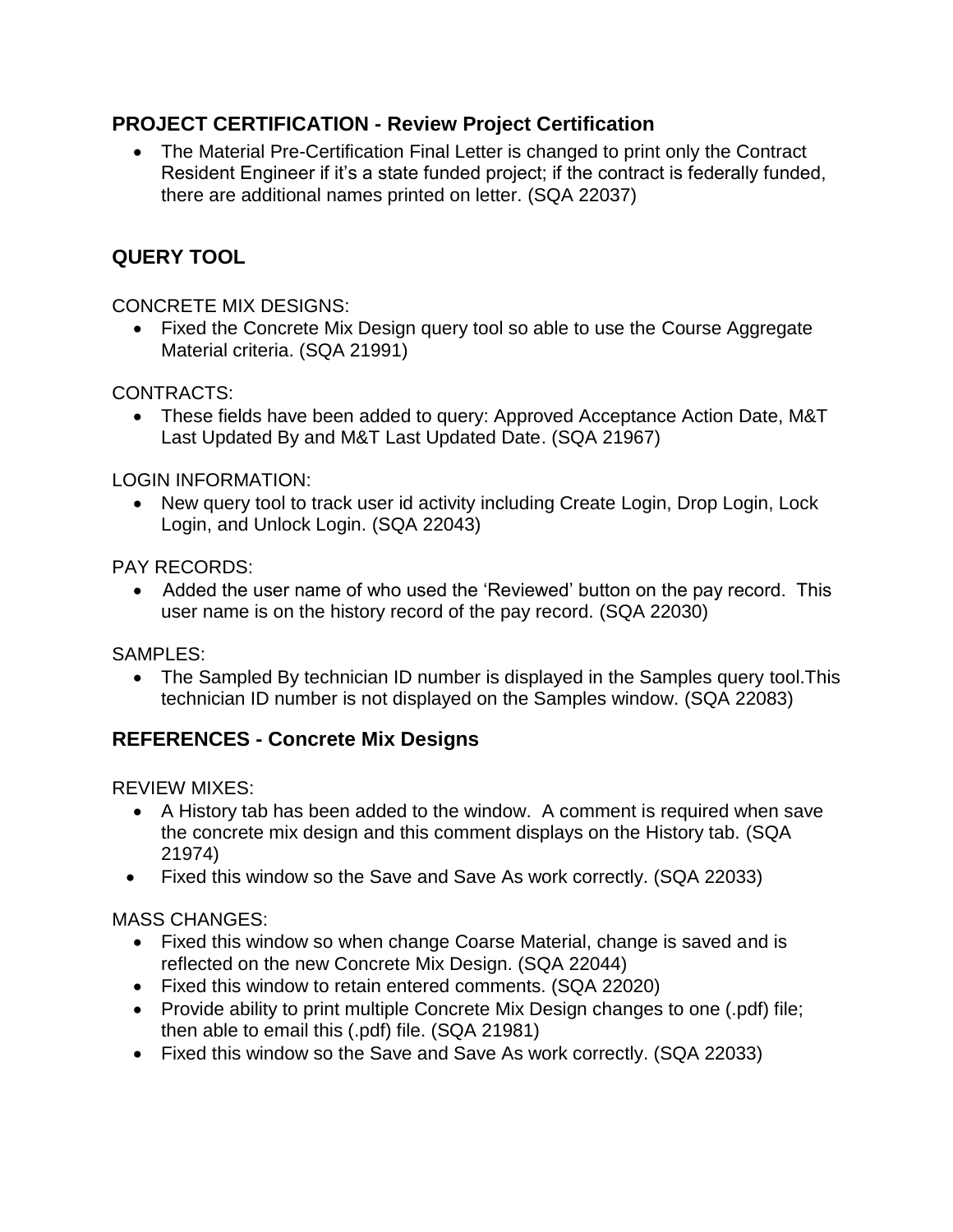## PROJECT CERTIFICATION - Review Project Certification

- The Material Pre-Certification Final Letter is changed to print only the Contract Resident Engineer if it's a state funded project; if the contract is federally funded, there are additional names printed on letter. (SQA 22037)

## QUERY TOOL

CONCRETE MIX DESIGNS:

- Fixed the Concrete Mix Design query tool so able to use the Course Aggregate Material criteria. (SQA 21991)

CONTRACTS:

- These fields have been added to query: Approved Acceptance Action Date, M&T Last Updated By and M&T Last Updated Date. (SQA 21967)

LOGIN INFORMATION:

- New query tool to track user id activity including Create Login, Drop Login, Lock Login, and Unlock Login. (SQA 22043)

PAY RECORDS:

- Added the user name of who used the 'Reviewed' button on the pay record. This user name is on the history record of the pay record. (SQA 22030)

SAMPLES:

- The Sampled By technician ID number is displayed in the Samples query tool.This technician ID number is not displayed on the Samples window. (SQA 22083)

## REFERENCES - Concrete Mix Designs

REVIEW MIXES:

- A History tab has been added to the window. A comment is required when save the concrete mix design and this comment displays on the History tab. (SQA 21974)
- Fixed this window so the Save and Save As work correctly. (SQA 22033)

MASS CHANGES:

- Fixed this window so when change Coarse Material, change is saved and is reflected on the new Concrete Mix Design. (SQA 22044)
- Fixed this window to retain entered comments. (SQA 22020)
- Provide ability to print multiple Concrete Mix Design changes to one (.pdf) file; then able to email this (.pdf) file. (SQA 21981)
- Fixed this window so the Save and Save As work correctly. (SQA 22033)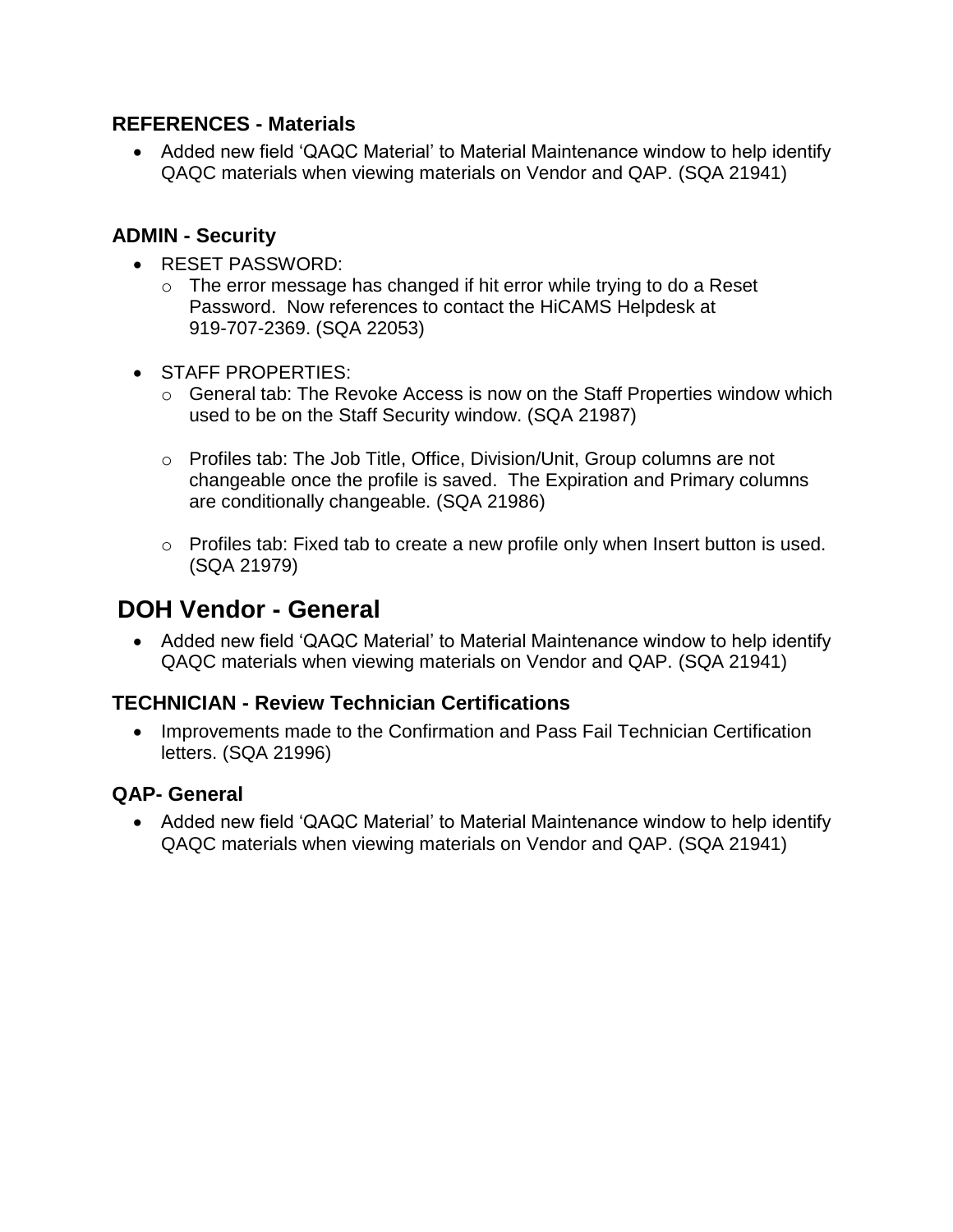### REFERENCES - Materials

- Added new field 'QAQC Material' to Material Maintenance window to help identify QAQC materials when viewing materials on Vendor and QAP. (SQA 21941)

### ADMIN - Security

- RESET PASSWORD:
  - The error message has changed if hit error while trying to do a Reset Password. Now references to contact the HiCAMS Helpdesk at 919-707-2369. (SQA 22053)

- STAFF PROPERTIES:
  - General tab: The Revoke Access is now on the Staff Properties window which used to be on the Staff Security window. (SQA 21987)

  - Profiles tab: The Job Title, Office, Division/Unit, Group columns are not changeable once the profile is saved. The Expiration and Primary columns are conditionally changeable. (SQA 21986)

  - Profiles tab: Fixed tab to create a new profile only when Insert button is used. (SQA 21979)

## DOH Vendor - General

- Added new field 'QAQC Material' to Material Maintenance window to help identify QAQC materials when viewing materials on Vendor and QAP. (SQA 21941)

### TECHNICIAN - Review Technician Certifications

- Improvements made to the Confirmation and Pass Fail Technician Certification letters. (SQA 21996)

### QAP- General

- Added new field 'QAQC Material' to Material Maintenance window to help identify QAQC materials when viewing materials on Vendor and QAP. (SQA 21941)